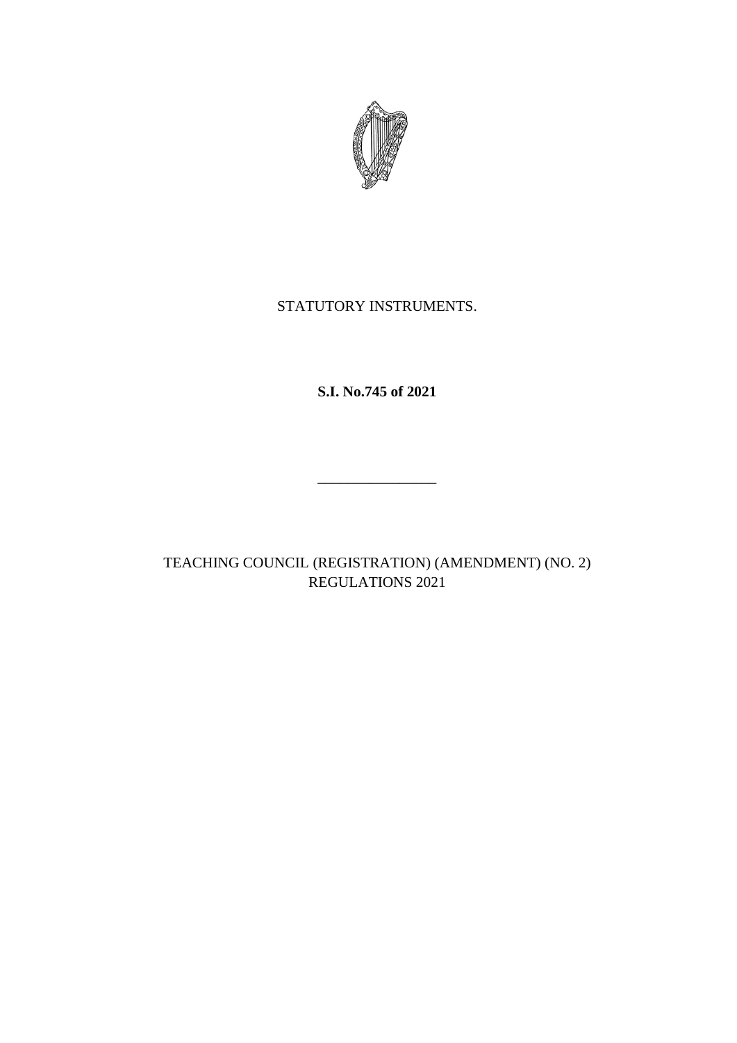STATUTORY INSTRUMENTS.

**S.I. No.745 of 2021**

---

TEACHING COUNCIL (REGISTRATION) (AMENDMENT) (NO. 2) REGULATIONS 2021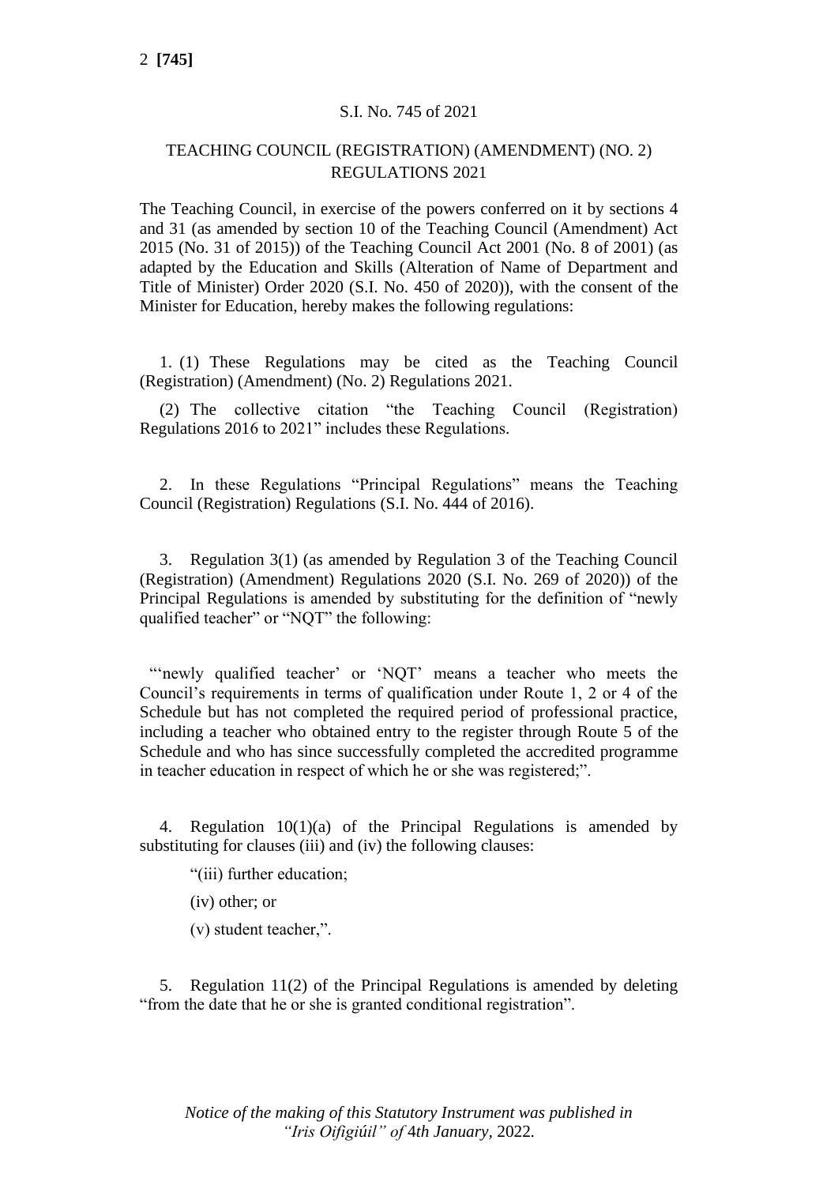S.I. No. 745 of 2021

TEACHING COUNCIL (REGISTRATION) (AMENDMENT) (NO. 2) REGULATIONS 2021

The Teaching Council, in exercise of the powers conferred on it by sections 4 and 31 (as amended by section 10 of the Teaching Council (Amendment) Act 2015 (No. 31 of 2015)) of the Teaching Council Act 2001 (No. 8 of 2001) (as adapted by the Education and Skills (Alteration of Name of Department and Title of Minister) Order 2020 (S.I. No. 450 of 2020)), with the consent of the Minister for Education, hereby makes the following regulations:

1. (1) These Regulations may be cited as the Teaching Council (Registration) (Amendment) (No. 2) Regulations 2021.

(2) The collective citation "the Teaching Council (Registration) Regulations 2016 to 2021" includes these Regulations.

2. In these Regulations "Principal Regulations" means the Teaching Council (Registration) Regulations (S.I. No. 444 of 2016).

3. Regulation 3(1) (as amended by Regulation 3 of the Teaching Council (Registration) (Amendment) Regulations 2020 (S.I. No. 269 of 2020)) of the Principal Regulations is amended by substituting for the definition of "newly qualified teacher" or "NQT" the following:

"'newly qualified teacher' or 'NQT' means a teacher who meets the Council's requirements in terms of qualification under Route 1, 2 or 4 of the Schedule but has not completed the required period of professional practice, including a teacher who obtained entry to the register through Route 5 of the Schedule and who has since successfully completed the accredited programme in teacher education in respect of which he or she was registered;".

4. Regulation 10(1)(a) of the Principal Regulations is amended by substituting for clauses (iii) and (iv) the following clauses:

"(iii) further education;

(iv) other; or

(v) student teacher,".

5. Regulation 11(2) of the Principal Regulations is amended by deleting "from the date that he or she is granted conditional registration".

*Notice of the making of this Statutory Instrument was published in "Iris Oifigiúil" of 4th January, 2022.*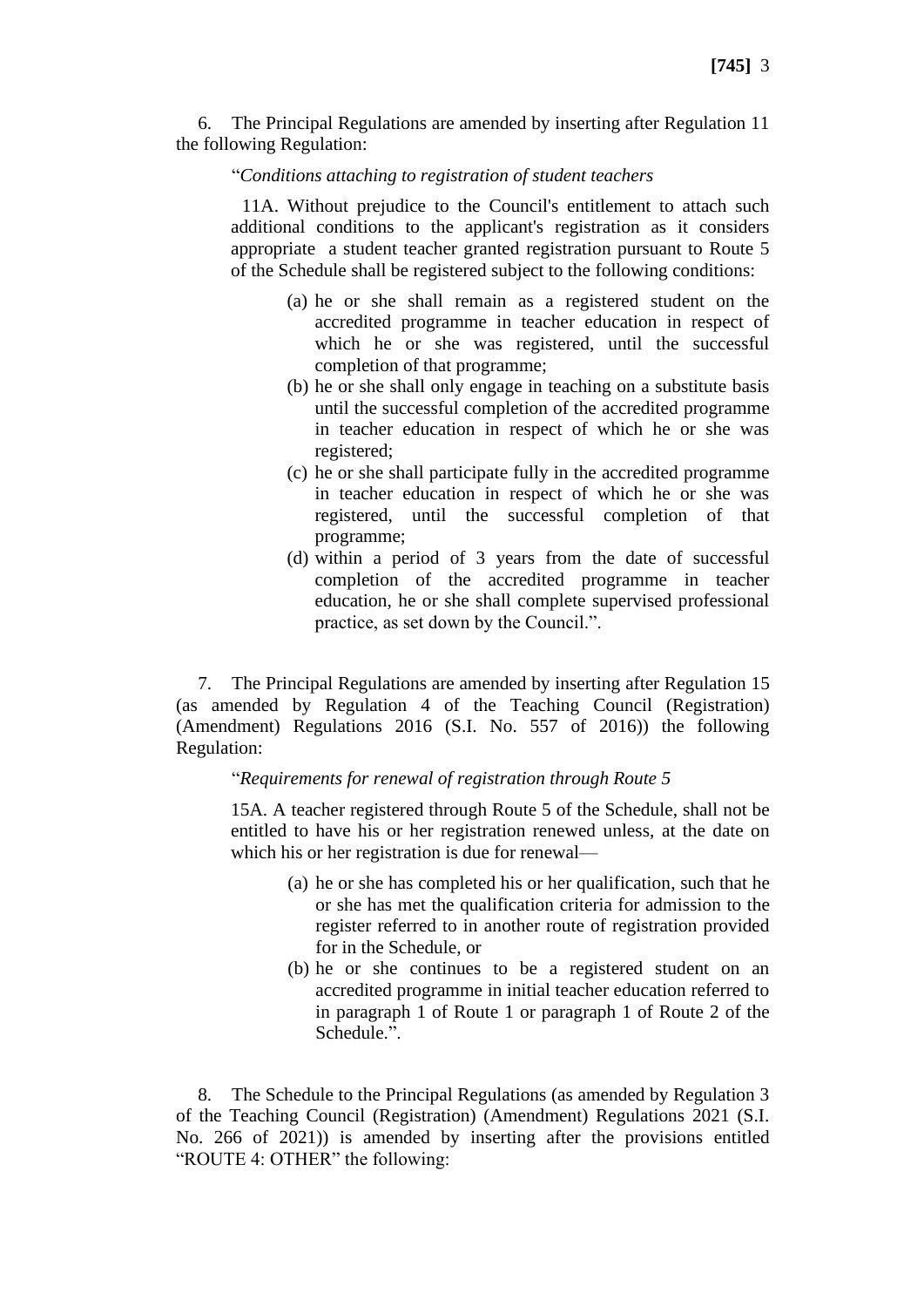6. The Principal Regulations are amended by inserting after Regulation 11 the following Regulation:

> "*Conditions attaching to registration of student teachers*
>
> 11A. Without prejudice to the Council's entitlement to attach such additional conditions to the applicant's registration as it considers appropriate a student teacher granted registration pursuant to Route 5 of the Schedule shall be registered subject to the following conditions:
>
> (a) he or she shall remain as a registered student on the accredited programme in teacher education in respect of which he or she was registered, until the successful completion of that programme;
>
> (b) he or she shall only engage in teaching on a substitute basis until the successful completion of the accredited programme in teacher education in respect of which he or she was registered;
>
> (c) he or she shall participate fully in the accredited programme in teacher education in respect of which he or she was registered, until the successful completion of that programme;
>
> (d) within a period of 3 years from the date of successful completion of the accredited programme in teacher education, he or she shall complete supervised professional practice, as set down by the Council.".

7. The Principal Regulations are amended by inserting after Regulation 15 (as amended by Regulation 4 of the Teaching Council (Registration) (Amendment) Regulations 2016 (S.I. No. 557 of 2016)) the following Regulation:

> "*Requirements for renewal of registration through Route 5*
>
> 15A. A teacher registered through Route 5 of the Schedule, shall not be entitled to have his or her registration renewed unless, at the date on which his or her registration is due for renewal—
>
> (a) he or she has completed his or her qualification, such that he or she has met the qualification criteria for admission to the register referred to in another route of registration provided for in the Schedule, or
>
> (b) he or she continues to be a registered student on an accredited programme in initial teacher education referred to in paragraph 1 of Route 1 or paragraph 1 of Route 2 of the Schedule.".

8. The Schedule to the Principal Regulations (as amended by Regulation 3 of the Teaching Council (Registration) (Amendment) Regulations 2021 (S.I. No. 266 of 2021)) is amended by inserting after the provisions entitled "ROUTE 4: OTHER" the following: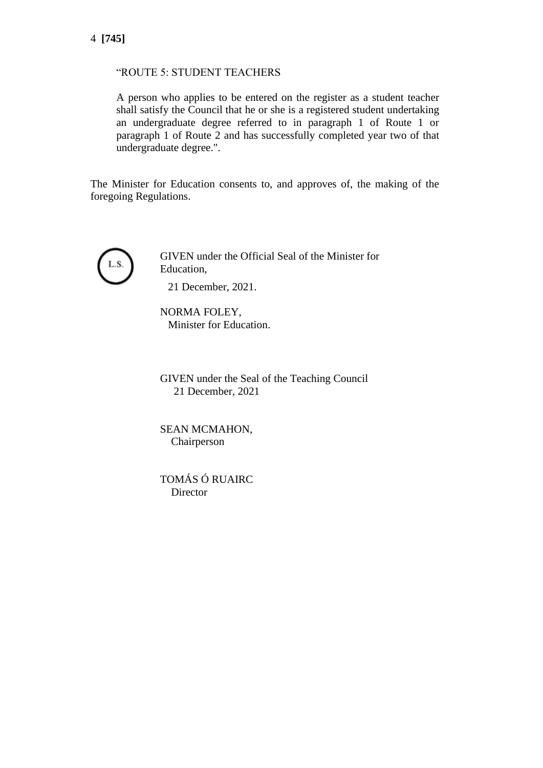"ROUTE 5: STUDENT TEACHERS

A person who applies to be entered on the register as a student teacher shall satisfy the Council that he or she is a registered student undertaking an undergraduate degree referred to in paragraph 1 of Route 1 or paragraph 1 of Route 2 and has successfully completed year two of that undergraduate degree.".

The Minister for Education consents to, and approves of, the making of the foregoing Regulations.

L.S.

GIVEN under the Official Seal of the Minister for Education,
21 December, 2021.

NORMA FOLEY,
Minister for Education.

GIVEN under the Seal of the Teaching Council
21 December, 2021

SEAN MCMAHON,
Chairperson

TOMÁS Ó RUAIRC
Director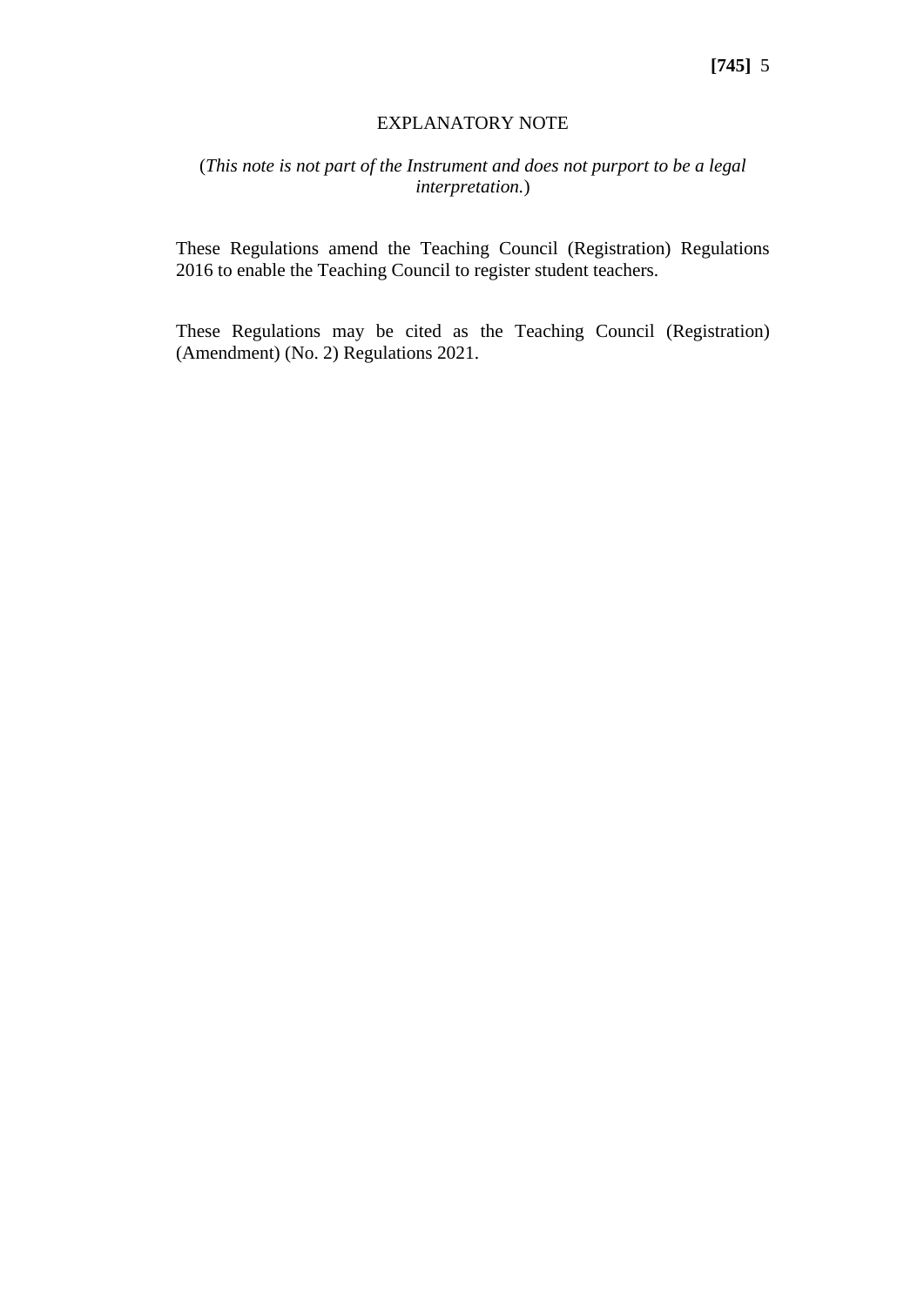# EXPLANATORY NOTE

(*This note is not part of the Instrument and does not purport to be a legal interpretation.*)

These Regulations amend the Teaching Council (Registration) Regulations 2016 to enable the Teaching Council to register student teachers.

These Regulations may be cited as the Teaching Council (Registration) (Amendment) (No. 2) Regulations 2021.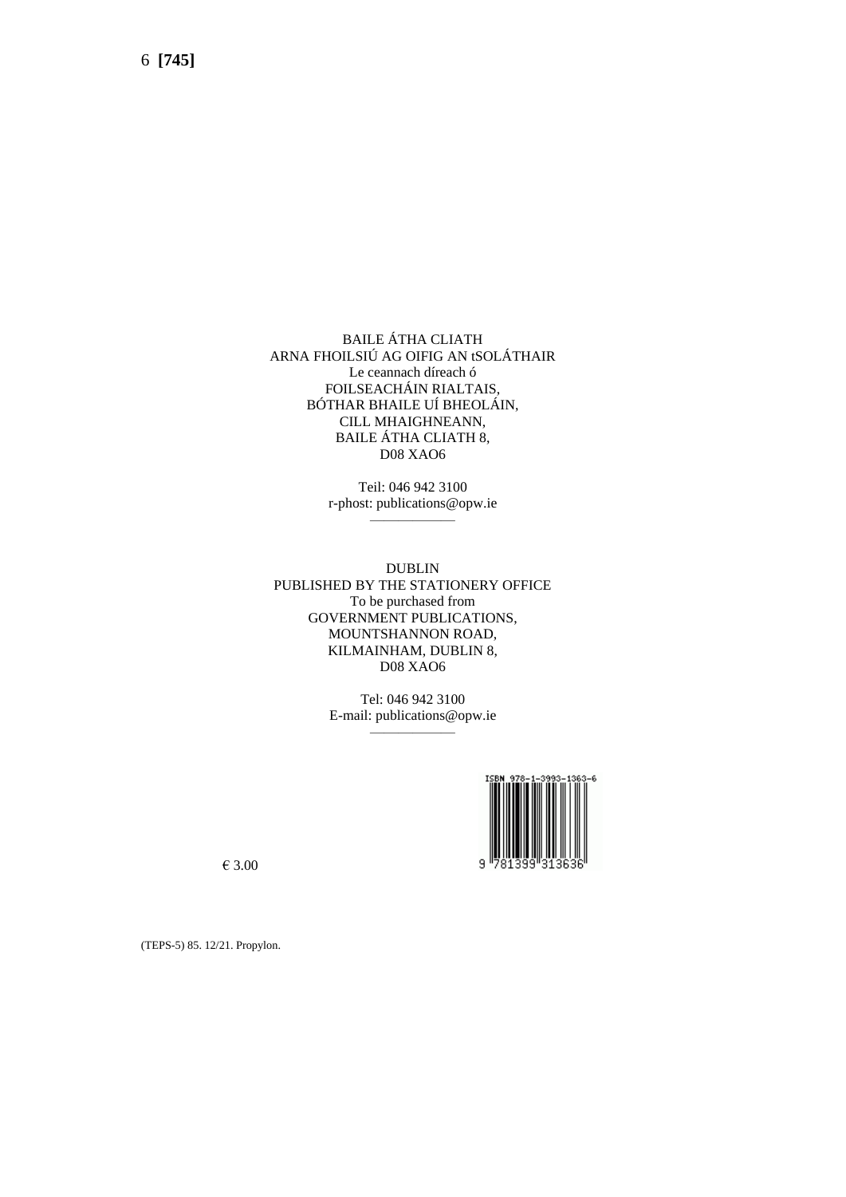BAILE ÁTHA CLIATH
ARNA FHOILSIÚ AG OIFIG AN tSOLÁTHAIR
Le ceannach díreach ó
FOILSEACHÁIN RIALTAIS,
BÓTHAR BHAILE UÍ BHEOLÁIN,
CILL MHAIGHNEANN,
BAILE ÁTHA CLIATH 8,
D08 XAO6

Teil: 046 942 3100
r-phost: publications@opw.ie

---

DUBLIN
PUBLISHED BY THE STATIONERY OFFICE
To be purchased from
GOVERNMENT PUBLICATIONS,
MOUNTSHANNON ROAD,
KILMAINHAM, DUBLIN 8,
D08 XAO6

Tel: 046 942 3100
E-mail: publications@opw.ie

---

ISBN 978-1-3993-1363-6

9 781399 313636

€ 3.00

(TEPS-5) 85. 12/21. Propylon.